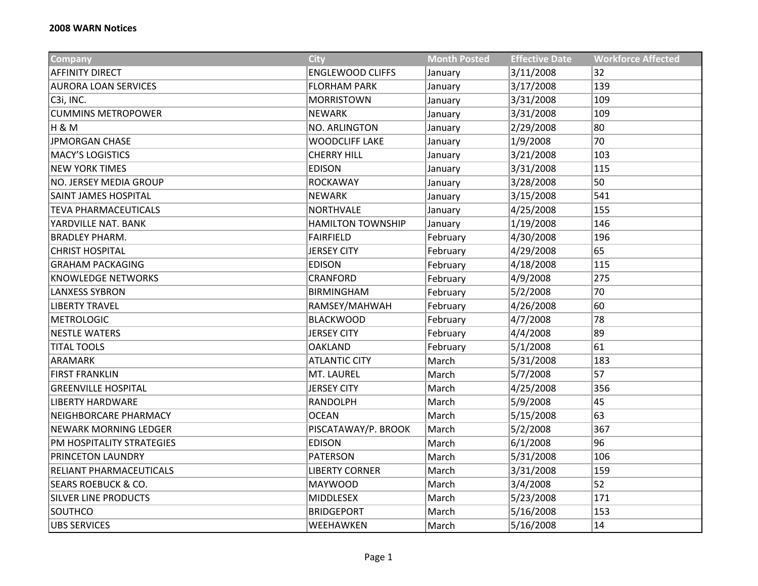**2008 WARN Notices**

| Company | City | Month Posted | Effective Date | Workforce Affected |
|---|---|---|---|---|
| AFFINITY DIRECT | ENGLEWOOD CLIFFS | January | 3/11/2008 | 32 |
| AURORA LOAN SERVICES | FLORHAM PARK | January | 3/17/2008 | 139 |
| C3i, INC. | MORRISTOWN | January | 3/31/2008 | 109 |
| CUMMINS METROPOWER | NEWARK | January | 3/31/2008 | 109 |
| H & M | NO. ARLINGTON | January | 2/29/2008 | 80 |
| JPMORGAN CHASE | WOODCLIFF LAKE | January | 1/9/2008 | 70 |
| MACY'S LOGISTICS | CHERRY HILL | January | 3/21/2008 | 103 |
| NEW YORK TIMES | EDISON | January | 3/31/2008 | 115 |
| NO. JERSEY MEDIA GROUP | ROCKAWAY | January | 3/28/2008 | 50 |
| SAINT JAMES HOSPITAL | NEWARK | January | 3/15/2008 | 541 |
| TEVA PHARMACEUTICALS | NORTHVALE | January | 4/25/2008 | 155 |
| YARDVILLE NAT. BANK | HAMILTON TOWNSHIP | January | 1/19/2008 | 146 |
| BRADLEY PHARM. | FAIRFIELD | February | 4/30/2008 | 196 |
| CHRIST HOSPITAL | JERSEY CITY | February | 4/29/2008 | 65 |
| GRAHAM PACKAGING | EDISON | February | 4/18/2008 | 115 |
| KNOWLEDGE NETWORKS | CRANFORD | February | 4/9/2008 | 275 |
| LANXESS SYBRON | BIRMINGHAM | February | 5/2/2008 | 70 |
| LIBERTY TRAVEL | RAMSEY/MAHWAH | February | 4/26/2008 | 60 |
| METROLOGIC | BLACKWOOD | February | 4/7/2008 | 78 |
| NESTLE WATERS | JERSEY CITY | February | 4/4/2008 | 89 |
| TITAL TOOLS | OAKLAND | February | 5/1/2008 | 61 |
| ARAMARK | ATLANTIC CITY | March | 5/31/2008 | 183 |
| FIRST FRANKLIN | MT. LAUREL | March | 5/7/2008 | 57 |
| GREENVILLE HOSPITAL | JERSEY CITY | March | 4/25/2008 | 356 |
| LIBERTY HARDWARE | RANDOLPH | March | 5/9/2008 | 45 |
| NEIGHBORCARE PHARMACY | OCEAN | March | 5/15/2008 | 63 |
| NEWARK MORNING LEDGER | PISCATAWAY/P. BROOK | March | 5/2/2008 | 367 |
| PM HOSPITALITY STRATEGIES | EDISON | March | 6/1/2008 | 96 |
| PRINCETON LAUNDRY | PATERSON | March | 5/31/2008 | 106 |
| RELIANT PHARMACEUTICALS | LIBERTY CORNER | March | 3/31/2008 | 159 |
| SEARS ROEBUCK & CO. | MAYWOOD | March | 3/4/2008 | 52 |
| SILVER LINE PRODUCTS | MIDDLESEX | March | 5/23/2008 | 171 |
| SOUTHCO | BRIDGEPORT | March | 5/16/2008 | 153 |
| UBS SERVICES | WEEHAWKEN | March | 5/16/2008 | 14 |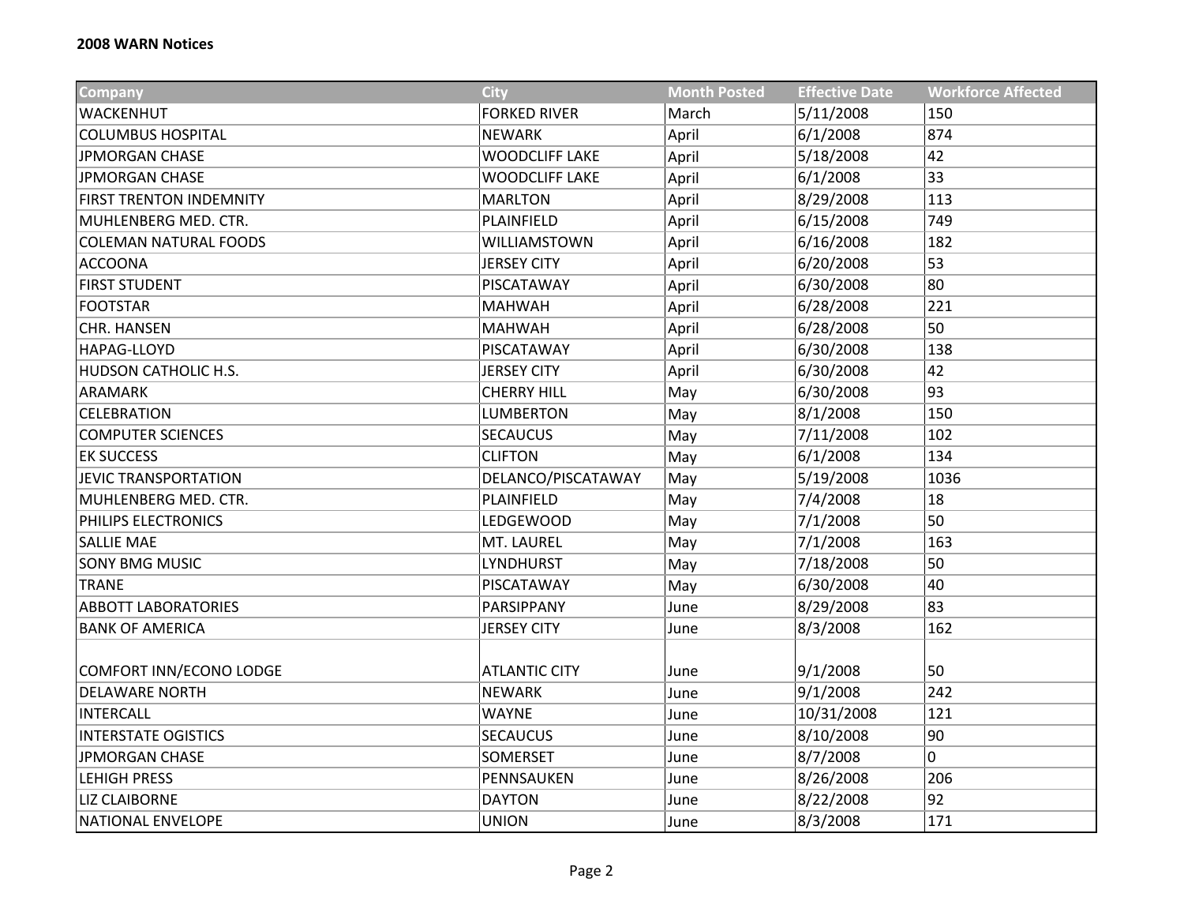**2008 WARN Notices**

| Company | City | Month Posted | Effective Date | Workforce Affected |
|---|---|---|---|---|
| WACKENHUT | FORKED RIVER | March | 5/11/2008 | 150 |
| COLUMBUS HOSPITAL | NEWARK | April | 6/1/2008 | 874 |
| JPMORGAN CHASE | WOODCLIFF LAKE | April | 5/18/2008 | 42 |
| JPMORGAN CHASE | WOODCLIFF LAKE | April | 6/1/2008 | 33 |
| FIRST TRENTON INDEMNITY | MARLTON | April | 8/29/2008 | 113 |
| MUHLENBERG MED. CTR. | PLAINFIELD | April | 6/15/2008 | 749 |
| COLEMAN NATURAL FOODS | WILLIAMSTOWN | April | 6/16/2008 | 182 |
| ACCOONA | JERSEY CITY | April | 6/20/2008 | 53 |
| FIRST STUDENT | PISCATAWAY | April | 6/30/2008 | 80 |
| FOOTSTAR | MAHWAH | April | 6/28/2008 | 221 |
| CHR. HANSEN | MAHWAH | April | 6/28/2008 | 50 |
| HAPAG-LLOYD | PISCATAWAY | April | 6/30/2008 | 138 |
| HUDSON CATHOLIC H.S. | JERSEY CITY | April | 6/30/2008 | 42 |
| ARAMARK | CHERRY HILL | May | 6/30/2008 | 93 |
| CELEBRATION | LUMBERTON | May | 8/1/2008 | 150 |
| COMPUTER SCIENCES | SECAUCUS | May | 7/11/2008 | 102 |
| EK SUCCESS | CLIFTON | May | 6/1/2008 | 134 |
| JEVIC TRANSPORTATION | DELANCO/PISCATAWAY | May | 5/19/2008 | 1036 |
| MUHLENBERG MED. CTR. | PLAINFIELD | May | 7/4/2008 | 18 |
| PHILIPS ELECTRONICS | LEDGEWOOD | May | 7/1/2008 | 50 |
| SALLIE MAE | MT. LAUREL | May | 7/1/2008 | 163 |
| SONY BMG MUSIC | LYNDHURST | May | 7/18/2008 | 50 |
| TRANE | PISCATAWAY | May | 6/30/2008 | 40 |
| ABBOTT LABORATORIES | PARSIPPANY | June | 8/29/2008 | 83 |
| BANK OF AMERICA | JERSEY CITY | June | 8/3/2008 | 162 |
| COMFORT INN/ECONO LODGE | ATLANTIC CITY | June | 9/1/2008 | 50 |
| DELAWARE NORTH | NEWARK | June | 9/1/2008 | 242 |
| INTERCALL | WAYNE | June | 10/31/2008 | 121 |
| INTERSTATE OGISTICS | SECAUCUS | June | 8/10/2008 | 90 |
| JPMORGAN CHASE | SOMERSET | June | 8/7/2008 | 0 |
| LEHIGH PRESS | PENNSAUKEN | June | 8/26/2008 | 206 |
| LIZ CLAIBORNE | DAYTON | June | 8/22/2008 | 92 |
| NATIONAL ENVELOPE | UNION | June | 8/3/2008 | 171 |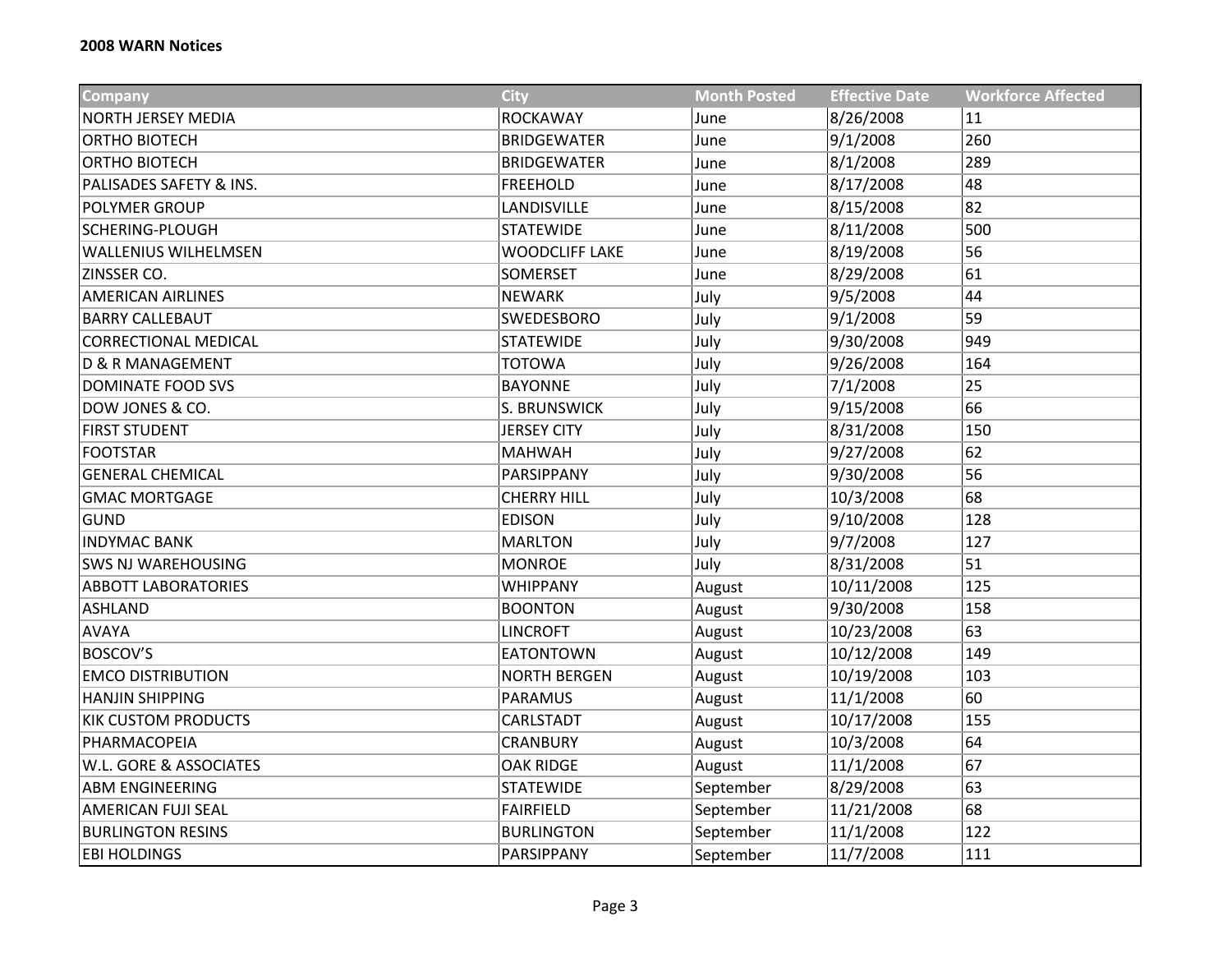**2008 WARN Notices**

| Company | City | Month Posted | Effective Date | Workforce Affected |
|---|---|---|---|---|
| NORTH JERSEY MEDIA | ROCKAWAY | June | 8/26/2008 | 11 |
| ORTHO BIOTECH | BRIDGEWATER | June | 9/1/2008 | 260 |
| ORTHO BIOTECH | BRIDGEWATER | June | 8/1/2008 | 289 |
| PALISADES SAFETY & INS. | FREEHOLD | June | 8/17/2008 | 48 |
| POLYMER GROUP | LANDISVILLE | June | 8/15/2008 | 82 |
| SCHERING-PLOUGH | STATEWIDE | June | 8/11/2008 | 500 |
| WALLENIUS WILHELMSEN | WOODCLIFF LAKE | June | 8/19/2008 | 56 |
| ZINSSER CO. | SOMERSET | June | 8/29/2008 | 61 |
| AMERICAN AIRLINES | NEWARK | July | 9/5/2008 | 44 |
| BARRY CALLEBAUT | SWEDESBORO | July | 9/1/2008 | 59 |
| CORRECTIONAL MEDICAL | STATEWIDE | July | 9/30/2008 | 949 |
| D & R MANAGEMENT | TOTOWA | July | 9/26/2008 | 164 |
| DOMINATE FOOD SVS | BAYONNE | July | 7/1/2008 | 25 |
| DOW JONES & CO. | S. BRUNSWICK | July | 9/15/2008 | 66 |
| FIRST STUDENT | JERSEY CITY | July | 8/31/2008 | 150 |
| FOOTSTAR | MAHWAH | July | 9/27/2008 | 62 |
| GENERAL CHEMICAL | PARSIPPANY | July | 9/30/2008 | 56 |
| GMAC MORTGAGE | CHERRY HILL | July | 10/3/2008 | 68 |
| GUND | EDISON | July | 9/10/2008 | 128 |
| INDYMAC BANK | MARLTON | July | 9/7/2008 | 127 |
| SWS NJ WAREHOUSING | MONROE | July | 8/31/2008 | 51 |
| ABBOTT LABORATORIES | WHIPPANY | August | 10/11/2008 | 125 |
| ASHLAND | BOONTON | August | 9/30/2008 | 158 |
| AVAYA | LINCROFT | August | 10/23/2008 | 63 |
| BOSCOV'S | EATONTOWN | August | 10/12/2008 | 149 |
| EMCO DISTRIBUTION | NORTH BERGEN | August | 10/19/2008 | 103 |
| HANJIN SHIPPING | PARAMUS | August | 11/1/2008 | 60 |
| KIK CUSTOM PRODUCTS | CARLSTADT | August | 10/17/2008 | 155 |
| PHARMACOPEIA | CRANBURY | August | 10/3/2008 | 64 |
| W.L. GORE & ASSOCIATES | OAK RIDGE | August | 11/1/2008 | 67 |
| ABM ENGINEERING | STATEWIDE | September | 8/29/2008 | 63 |
| AMERICAN FUJI SEAL | FAIRFIELD | September | 11/21/2008 | 68 |
| BURLINGTON RESINS | BURLINGTON | September | 11/1/2008 | 122 |
| EBI HOLDINGS | PARSIPPANY | September | 11/7/2008 | 111 |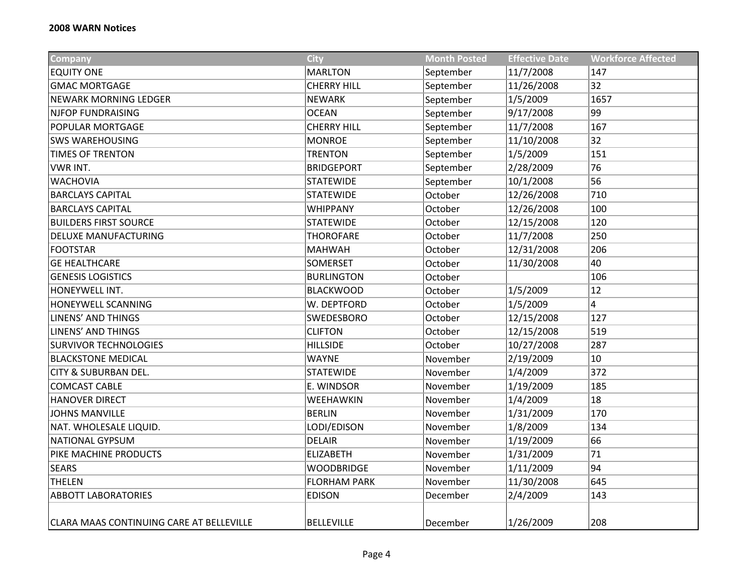**2008 WARN Notices**

| Company | City | Month Posted | Effective Date | Workforce Affected |
|---|---|---|---|---|
| EQUITY ONE | MARLTON | September | 11/7/2008 | 147 |
| GMAC MORTGAGE | CHERRY HILL | September | 11/26/2008 | 32 |
| NEWARK MORNING LEDGER | NEWARK | September | 1/5/2009 | 1657 |
| NJFOP FUNDRAISING | OCEAN | September | 9/17/2008 | 99 |
| POPULAR MORTGAGE | CHERRY HILL | September | 11/7/2008 | 167 |
| SWS WAREHOUSING | MONROE | September | 11/10/2008 | 32 |
| TIMES OF TRENTON | TRENTON | September | 1/5/2009 | 151 |
| VWR INT. | BRIDGEPORT | September | 2/28/2009 | 76 |
| WACHOVIA | STATEWIDE | September | 10/1/2008 | 56 |
| BARCLAYS CAPITAL | STATEWIDE | October | 12/26/2008 | 710 |
| BARCLAYS CAPITAL | WHIPPANY | October | 12/26/2008 | 100 |
| BUILDERS FIRST SOURCE | STATEWIDE | October | 12/15/2008 | 120 |
| DELUXE MANUFACTURING | THOROFARE | October | 11/7/2008 | 250 |
| FOOTSTAR | MAHWAH | October | 12/31/2008 | 206 |
| GE HEALTHCARE | SOMERSET | October | 11/30/2008 | 40 |
| GENESIS LOGISTICS | BURLINGTON | October | | 106 |
| HONEYWELL INT. | BLACKWOOD | October | 1/5/2009 | 12 |
| HONEYWELL SCANNING | W. DEPTFORD | October | 1/5/2009 | 4 |
| LINENS' AND THINGS | SWEDESBORO | October | 12/15/2008 | 127 |
| LINENS' AND THINGS | CLIFTON | October | 12/15/2008 | 519 |
| SURVIVOR TECHNOLOGIES | HILLSIDE | October | 10/27/2008 | 287 |
| BLACKSTONE MEDICAL | WAYNE | November | 2/19/2009 | 10 |
| CITY & SUBURBAN DEL. | STATEWIDE | November | 1/4/2009 | 372 |
| COMCAST CABLE | E. WINDSOR | November | 1/19/2009 | 185 |
| HANOVER DIRECT | WEEHAWKIN | November | 1/4/2009 | 18 |
| JOHNS MANVILLE | BERLIN | November | 1/31/2009 | 170 |
| NAT. WHOLESALE LIQUID. | LODI/EDISON | November | 1/8/2009 | 134 |
| NATIONAL GYPSUM | DELAIR | November | 1/19/2009 | 66 |
| PIKE MACHINE PRODUCTS | ELIZABETH | November | 1/31/2009 | 71 |
| SEARS | WOODBRIDGE | November | 1/11/2009 | 94 |
| THELEN | FLORHAM PARK | November | 11/30/2008 | 645 |
| ABBOTT LABORATORIES | EDISON | December | 2/4/2009 | 143 |
| CLARA MAAS CONTINUING CARE AT BELLEVILLE | BELLEVILLE | December | 1/26/2009 | 208 |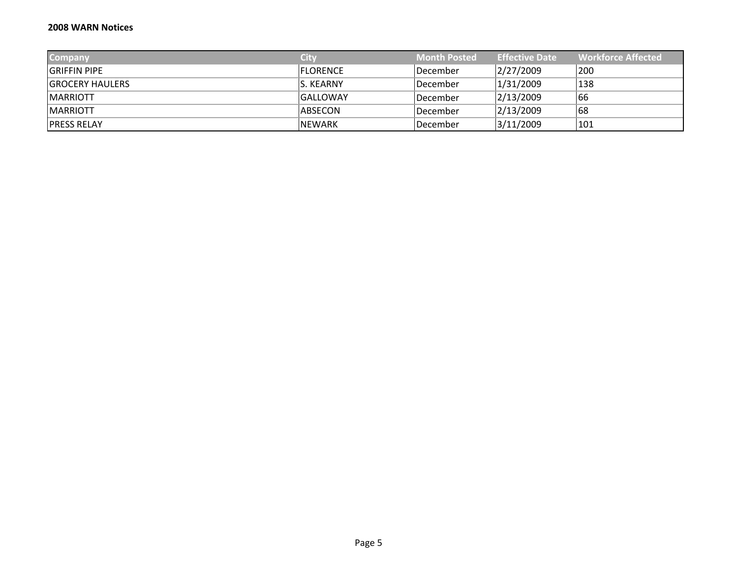**2008 WARN Notices**

| Company | City | Month Posted | Effective Date | Workforce Affected |
|---|---|---|---|---|
| GRIFFIN PIPE | FLORENCE | December | 2/27/2009 | 200 |
| GROCERY HAULERS | S. KEARNY | December | 1/31/2009 | 138 |
| MARRIOTT | GALLOWAY | December | 2/13/2009 | 66 |
| MARRIOTT | ABSECON | December | 2/13/2009 | 68 |
| PRESS RELAY | NEWARK | December | 3/11/2009 | 101 |